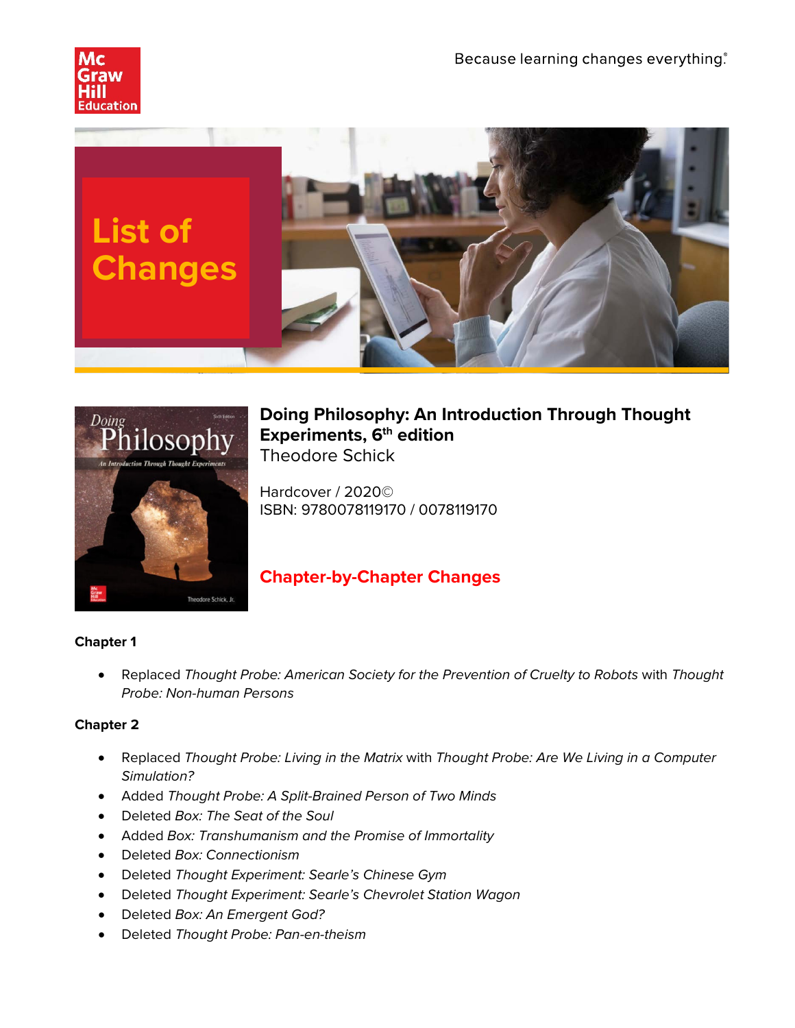Because learning changes everything.®

# List of Changes

## Doing Philosophy: An Introduction Through Thought Experiments, 6th edition

Theodore Schick

Hardcover / 2020©
ISBN: 9780078119170 / 0078119170

## Chapter-by-Chapter Changes

### Chapter 1

- Replaced *Thought Probe: American Society for the Prevention of Cruelty to Robots* with *Thought Probe: Non-human Persons*

### Chapter 2

- Replaced *Thought Probe: Living in the Matrix* with *Thought Probe: Are We Living in a Computer Simulation?*
- Added *Thought Probe: A Split-Brained Person of Two Minds*
- Deleted *Box: The Seat of the Soul*
- Added *Box: Transhumanism and the Promise of Immortality*
- Deleted *Box: Connectionism*
- Deleted *Thought Experiment: Searle's Chinese Gym*
- Deleted *Thought Experiment: Searle's Chevrolet Station Wagon*
- Deleted *Box: An Emergent God?*
- Deleted *Thought Probe: Pan-en-theism*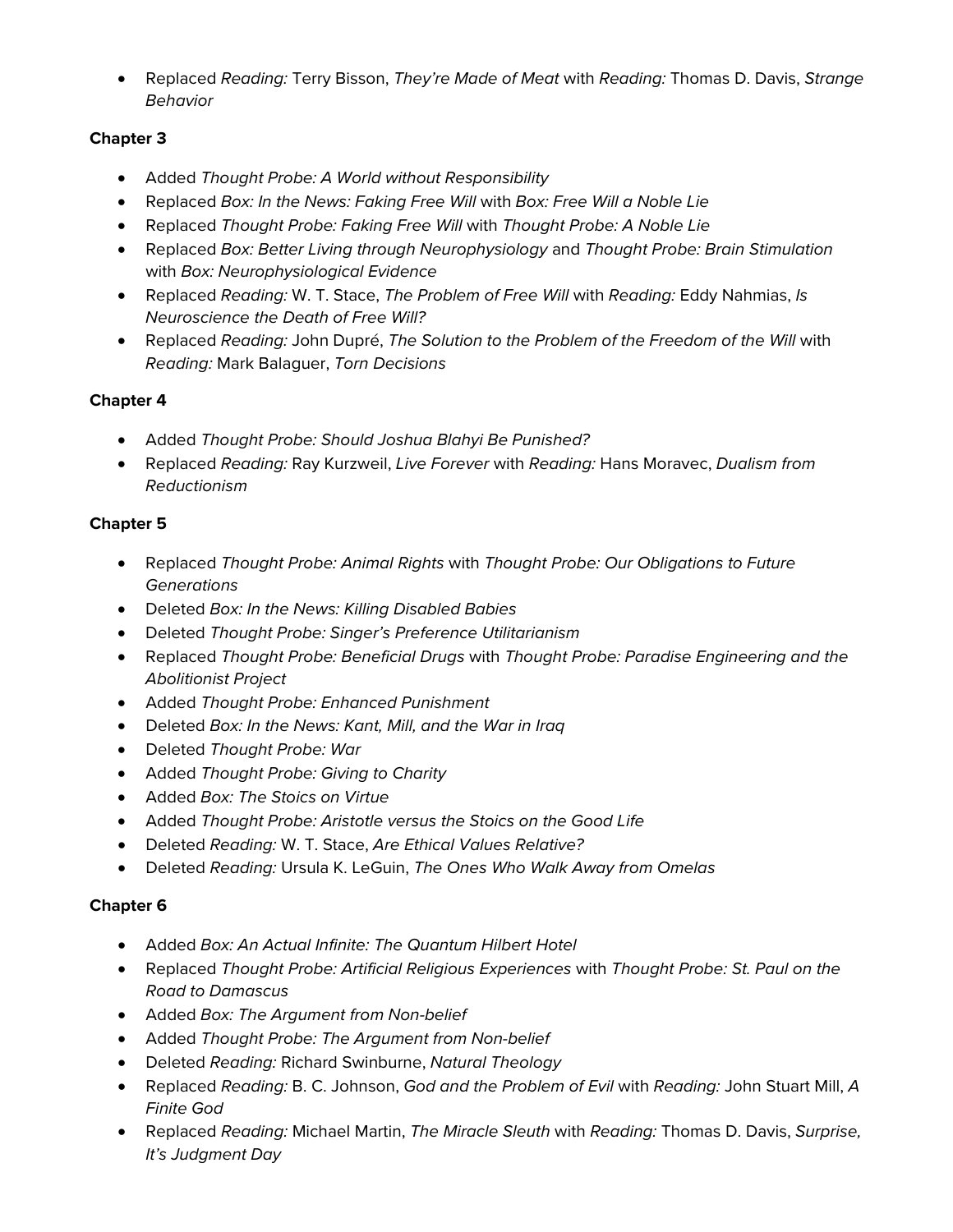- Replaced *Reading:* Terry Bisson, *They're Made of Meat* with *Reading:* Thomas D. Davis, *Strange Behavior*

**Chapter 3**

- Added *Thought Probe: A World without Responsibility*
- Replaced *Box: In the News: Faking Free Will* with *Box: Free Will a Noble Lie*
- Replaced *Thought Probe: Faking Free Will* with *Thought Probe: A Noble Lie*
- Replaced *Box: Better Living through Neurophysiology* and *Thought Probe: Brain Stimulation* with *Box: Neurophysiological Evidence*
- Replaced *Reading:* W. T. Stace, *The Problem of Free Will* with *Reading:* Eddy Nahmias, *Is Neuroscience the Death of Free Will?*
- Replaced *Reading:* John Dupré, *The Solution to the Problem of the Freedom of the Will* with *Reading:* Mark Balaguer, *Torn Decisions*

**Chapter 4**

- Added *Thought Probe: Should Joshua Blahyi Be Punished?*
- Replaced *Reading:* Ray Kurzweil, *Live Forever* with *Reading:* Hans Moravec, *Dualism from Reductionism*

**Chapter 5**

- Replaced *Thought Probe: Animal Rights* with *Thought Probe: Our Obligations to Future Generations*
- Deleted *Box: In the News: Killing Disabled Babies*
- Deleted *Thought Probe: Singer's Preference Utilitarianism*
- Replaced *Thought Probe: Beneficial Drugs* with *Thought Probe: Paradise Engineering and the Abolitionist Project*
- Added *Thought Probe: Enhanced Punishment*
- Deleted *Box: In the News: Kant, Mill, and the War in Iraq*
- Deleted *Thought Probe: War*
- Added *Thought Probe: Giving to Charity*
- Added *Box: The Stoics on Virtue*
- Added *Thought Probe: Aristotle versus the Stoics on the Good Life*
- Deleted *Reading:* W. T. Stace, *Are Ethical Values Relative?*
- Deleted *Reading:* Ursula K. LeGuin, *The Ones Who Walk Away from Omelas*

**Chapter 6**

- Added *Box: An Actual Infinite: The Quantum Hilbert Hotel*
- Replaced *Thought Probe: Artificial Religious Experiences* with *Thought Probe: St. Paul on the Road to Damascus*
- Added *Box: The Argument from Non-belief*
- Added *Thought Probe: The Argument from Non-belief*
- Deleted *Reading:* Richard Swinburne, *Natural Theology*
- Replaced *Reading:* B. C. Johnson, *God and the Problem of Evil* with *Reading:* John Stuart Mill, *A Finite God*
- Replaced *Reading:* Michael Martin, *The Miracle Sleuth* with *Reading:* Thomas D. Davis, *Surprise, It's Judgment Day*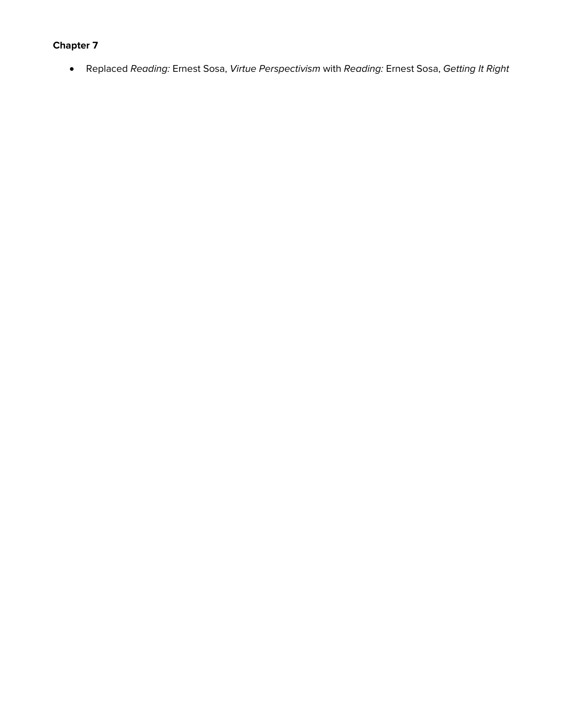**Chapter 7**

- Replaced *Reading:* Ernest Sosa, *Virtue Perspectivism* with *Reading:* Ernest Sosa, *Getting It Right*